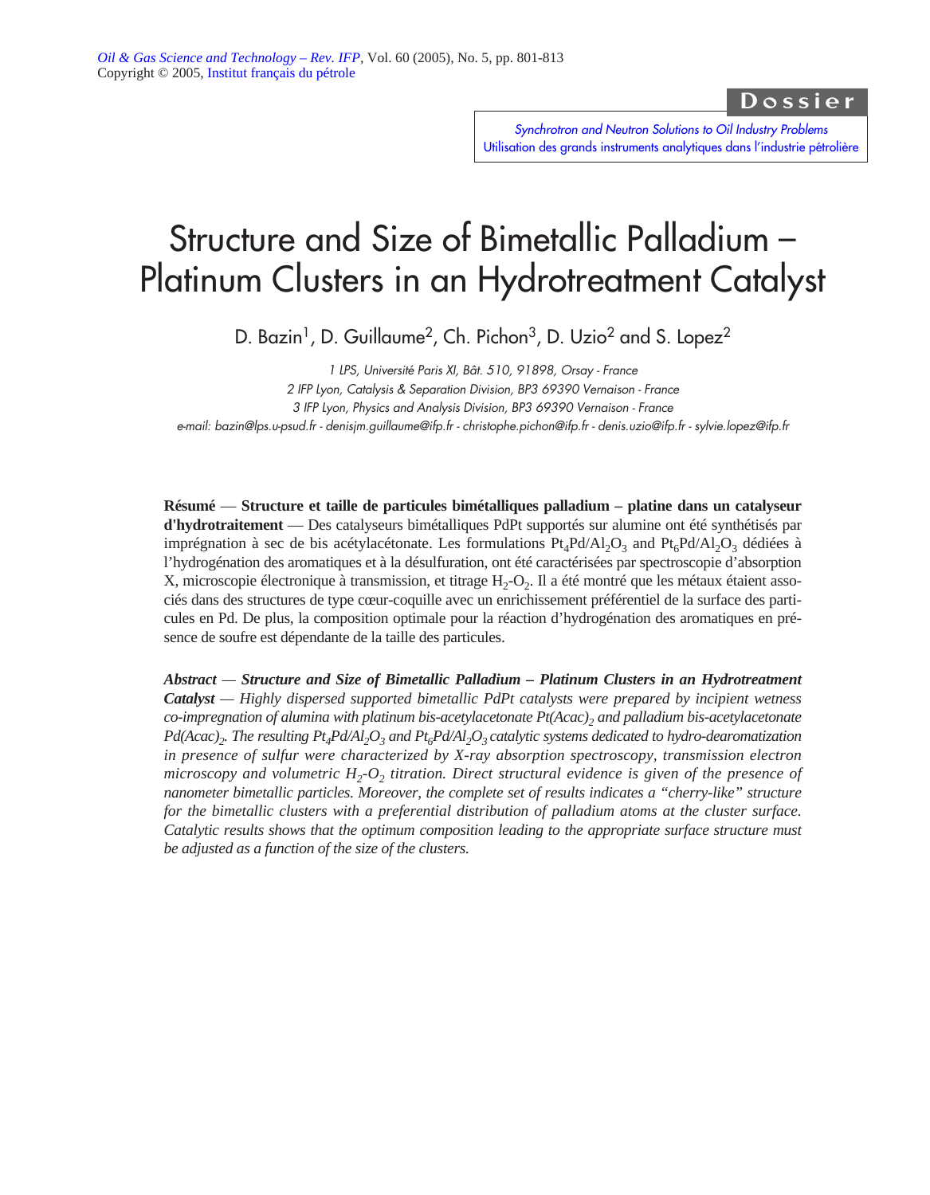Dossier

Synchrotron and Neutron Solutions to Oil Industry Problems
Utilisation des grands instruments analytiques dans l'industrie pétrolière

# Structure and Size of Bimetallic Palladium – Platinum Clusters in an Hydrotreatment Catalyst

D. Bazin[1], D. Guillaume[2], Ch. Pichon[3], D. Uzio[2] and S. Lopez[2]

*1 LPS, Université Paris XI, Bât. 510, 91898, Orsay - France*
*2 IFP Lyon, Catalysis & Separation Division, BP3 69390 Vernaison - France*
*3 IFP Lyon, Physics and Analysis Division, BP3 69390 Vernaison - France*
*e-mail: bazin@lps.u-psud.fr - denisjm.guillaume@ifp.fr - christophe.pichon@ifp.fr - denis.uzio@ifp.fr - sylvie.lopez@ifp.fr*

**Résumé** — **Structure et taille de particules bimétalliques palladium – platine dans un catalyseur d'hydrotraitement** — Des catalyseurs bimétalliques PdPt supportés sur alumine ont été synthétisés par imprégnation à sec de bis acétylacétonate. Les formulations $Pt_4Pd/Al_2O_3$ and $Pt_6Pd/Al_2O_3$ dédiées à l'hydrogénation des aromatiques et à la désulfuration, ont été caractérisées par spectroscopie d'absorption X, microscopie électronique à transmission, et titrage $H_2$-$O_2$. Il a été montré que les métaux étaient associés dans des structures de type cœur-coquille avec un enrichissement préférentiel de la surface des particules en Pd. De plus, la composition optimale pour la réaction d'hydrogénation des aromatiques en présence de soufre est dépendante de la taille des particules.

***Abstract*** — ***Structure and Size of Bimetallic Palladium – Platinum Clusters in an Hydrotreatment Catalyst*** — *Highly dispersed supported bimetallic PdPt catalysts were prepared by incipient wetness co-impregnation of alumina with platinum bis-acetylacetonate* $Pt(Acac)_2$ *and palladium bis-acetylacetonate* $Pd(Acac)_2$*. The resulting* $Pt_4Pd/Al_2O_3$ *and* $Pt_6Pd/Al_2O_3$ *catalytic systems dedicated to hydro-dearomatization in presence of sulfur were characterized by X-ray absorption spectroscopy, transmission electron microscopy and volumetric* $H_2$-$O_2$ *titration. Direct structural evidence is given of the presence of nanometer bimetallic particles. Moreover, the complete set of results indicates a "cherry-like" structure for the bimetallic clusters with a preferential distribution of palladium atoms at the cluster surface. Catalytic results shows that the optimum composition leading to the appropriate surface structure must be adjusted as a function of the size of the clusters.*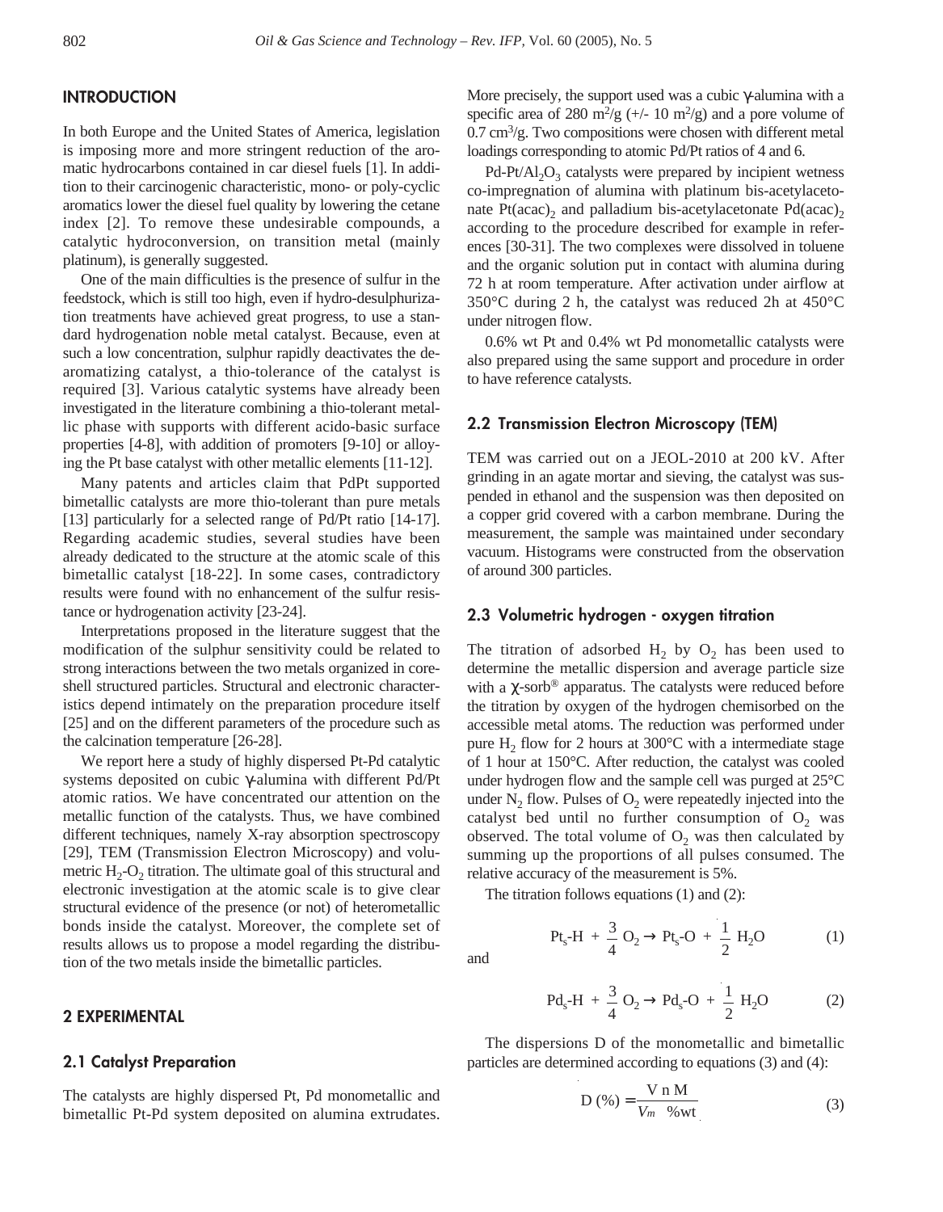## INTRODUCTION

In both Europe and the United States of America, legislation is imposing more and more stringent reduction of the aromatic hydrocarbons contained in car diesel fuels [1]. In addition to their carcinogenic characteristic, mono- or poly-cyclic aromatics lower the diesel fuel quality by lowering the cetane index [2]. To remove these undesirable compounds, a catalytic hydroconversion, on transition metal (mainly platinum), is generally suggested.

One of the main difficulties is the presence of sulfur in the feedstock, which is still too high, even if hydro-desulphurization treatments have achieved great progress, to use a standard hydrogenation noble metal catalyst. Because, even at such a low concentration, sulphur rapidly deactivates the dearomatizing catalyst, a thio-tolerance of the catalyst is required [3]. Various catalytic systems have already been investigated in the literature combining a thio-tolerant metallic phase with supports with different acido-basic surface properties [4-8], with addition of promoters [9-10] or alloying the Pt base catalyst with other metallic elements [11-12].

Many patents and articles claim that PdPt supported bimetallic catalysts are more thio-tolerant than pure metals [13] particularly for a selected range of Pd/Pt ratio [14-17]. Regarding academic studies, several studies have been already dedicated to the structure at the atomic scale of this bimetallic catalyst [18-22]. In some cases, contradictory results were found with no enhancement of the sulfur resistance or hydrogenation activity [23-24].

Interpretations proposed in the literature suggest that the modification of the sulphur sensitivity could be related to strong interactions between the two metals organized in core-shell structured particles. Structural and electronic characteristics depend intimately on the preparation procedure itself [25] and on the different parameters of the procedure such as the calcination temperature [26-28].

We report here a study of highly dispersed Pt-Pd catalytic systems deposited on cubic γ-alumina with different Pd/Pt atomic ratios. We have concentrated our attention on the metallic function of the catalysts. Thus, we have combined different techniques, namely X-ray absorption spectroscopy [29], TEM (Transmission Electron Microscopy) and volumetric $H_2$-$O_2$ titration. The ultimate goal of this structural and electronic investigation at the atomic scale is to give clear structural evidence of the presence (or not) of heterometallic bonds inside the catalyst. Moreover, the complete set of results allows us to propose a model regarding the distribution of the two metals inside the bimetallic particles.

## 2 EXPERIMENTAL

### 2.1 Catalyst Preparation

The catalysts are highly dispersed Pt, Pd monometallic and bimetallic Pt-Pd system deposited on alumina extrudates. More precisely, the support used was a cubic γ-alumina with a specific area of 280 $m^2/g$ (+/- 10 $m^2/g$) and a pore volume of 0.7 $cm^3/g$. Two compositions were chosen with different metal loadings corresponding to atomic Pd/Pt ratios of 4 and 6.

Pd-Pt/$Al_2O_3$ catalysts were prepared by incipient wetness co-impregnation of alumina with platinum bis-acetylacetonate $Pt(acac)_2$ and palladium bis-acetylacetonate $Pd(acac)_2$ according to the procedure described for example in references [30-31]. The two complexes were dissolved in toluene and the organic solution put in contact with alumina during 72 h at room temperature. After activation under airflow at 350°C during 2 h, the catalyst was reduced 2h at 450°C under nitrogen flow.

0.6% wt Pt and 0.4% wt Pd monometallic catalysts were also prepared using the same support and procedure in order to have reference catalysts.

### 2.2 Transmission Electron Microscopy (TEM)

TEM was carried out on a JEOL-2010 at 200 kV. After grinding in an agate mortar and sieving, the catalyst was suspended in ethanol and the suspension was then deposited on a copper grid covered with a carbon membrane. During the measurement, the sample was maintained under secondary vacuum. Histograms were constructed from the observation of around 300 particles.

### 2.3 Volumetric hydrogen - oxygen titration

The titration of adsorbed $H_2$ by $O_2$ has been used to determine the metallic dispersion and average particle size with a χ-sorb® apparatus. The catalysts were reduced before the titration by oxygen of the hydrogen chemisorbed on the accessible metal atoms. The reduction was performed under pure $H_2$ flow for 2 hours at 300°C with a intermediate stage of 1 hour at 150°C. After reduction, the catalyst was cooled under hydrogen flow and the sample cell was purged at 25°C under $N_2$ flow. Pulses of $O_2$ were repeatedly injected into the catalyst bed until no further consumption of $O_2$ was observed. The total volume of $O_2$ was then calculated by summing up the proportions of all pulses consumed. The relative accuracy of the measurement is 5%.

The titration follows equations (1) and (2):

$$Pt_s\text{-}H + \frac{3}{4} O_2 \rightarrow Pt_s\text{-}O + \frac{1}{2} H_2O \qquad (1)$$

and

$$Pd_s\text{-}H + \frac{3}{4} O_2 \rightarrow Pd_s\text{-}O + \frac{1}{2} H_2O \qquad (2)$$

The dispersions D of the monometallic and bimetallic particles are determined according to equations (3) and (4):

$$D\ (\%) = \frac{V\ n\ M}{V_m\ \ \%wt} \qquad (3)$$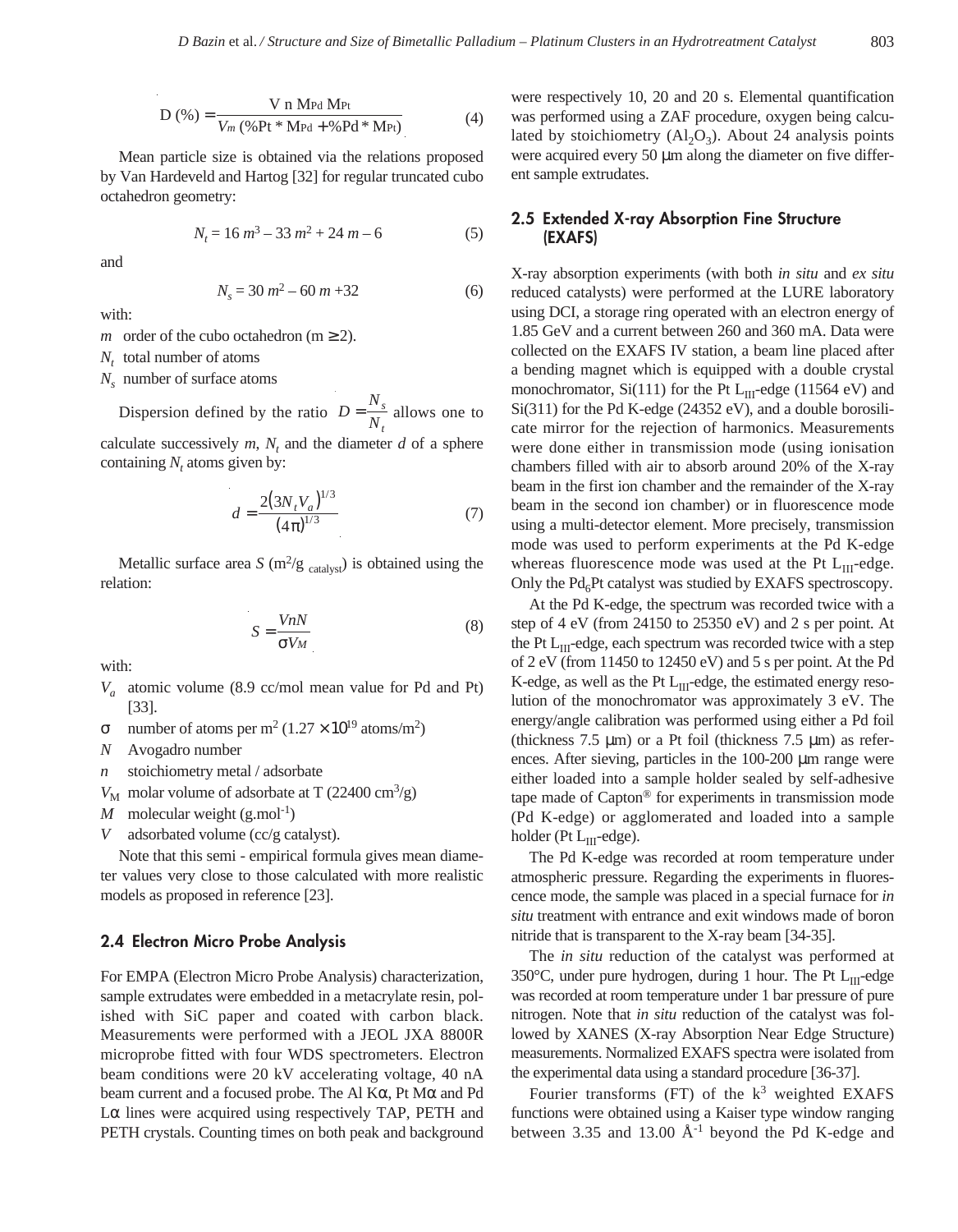$$D\,(\%) = \frac{V\ n\ M_{Pd}\ M_{Pt}}{V_m\ (\%Pt * M_{Pd} + \%Pd * M_{Pt})} \tag{4}$$

Mean particle size is obtained via the relations proposed by Van Hardeveld and Hartog [32] for regular truncated cubo octahedron geometry:

$$N_t = 16\,m^3 - 33\,m^2 + 24\,m - 6 \tag{5}$$

and

$$N_s = 30\,m^2 - 60\,m + 32 \tag{6}$$

with:

$m$ order of the cubo octahedron ($m \geq 2$).

$N_t$ total number of atoms

$N_s$ number of surface atoms

Dispersion defined by the ratio $D = \frac{N_s}{N_t}$ allows one to calculate successively $m$, $N_t$ and the diameter $d$ of a sphere containing $N_t$ atoms given by:

$$d = \frac{2\left(3N_t V_a\right)^{1/3}}{(4\pi)^{1/3}} \tag{7}$$

Metallic surface area $S$ ($m^2/g_{\text{catalyst}}$) is obtained using the relation:

$$S = \frac{VnN}{\sigma V_M} \tag{8}$$

with:

- $V_a$ atomic volume (8.9 cc/mol mean value for Pd and Pt) [33].
- $\sigma$ number of atoms per $m^2$ ($1.27 \times 10^{19}$ atoms/$m^2$)
- $N$ Avogadro number
- $n$ stoichiometry metal / adsorbate
- $V_M$ molar volume of adsorbate at T (22400 $cm^3$/g)
- $M$ molecular weight ($g.mol^{-1}$)
- $V$ adsorbated volume (cc/g catalyst).

Note that this semi - empirical formula gives mean diameter values very close to those calculated with more realistic models as proposed in reference [23].

## 2.4 Electron Micro Probe Analysis

For EMPA (Electron Micro Probe Analysis) characterization, sample extrudates were embedded in a metacrylate resin, polished with SiC paper and coated with carbon black. Measurements were performed with a JEOL JXA 8800R microprobe fitted with four WDS spectrometers. Electron beam conditions were 20 kV accelerating voltage, 40 nA beam current and a focused probe. The Al K$\alpha$, Pt M$\alpha$ and Pd L$\alpha$ lines were acquired using respectively TAP, PETH and PETH crystals. Counting times on both peak and background were respectively 10, 20 and 20 s. Elemental quantification was performed using a ZAF procedure, oxygen being calculated by stoichiometry ($Al_2O_3$). About 24 analysis points were acquired every 50 µm along the diameter on five different sample extrudates.

## 2.5 Extended X-ray Absorption Fine Structure (EXAFS)

X-ray absorption experiments (with both *in situ* and *ex situ* reduced catalysts) were performed at the LURE laboratory using DCI, a storage ring operated with an electron energy of 1.85 GeV and a current between 260 and 360 mA. Data were collected on the EXAFS IV station, a beam line placed after a bending magnet which is equipped with a double crystal monochromator, Si(111) for the Pt $L_{III}$-edge (11564 eV) and Si(311) for the Pd K-edge (24352 eV), and a double borosilicate mirror for the rejection of harmonics. Measurements were done either in transmission mode (using ionisation chambers filled with air to absorb around 20% of the X-ray beam in the first ion chamber and the remainder of the X-ray beam in the second ion chamber) or in fluorescence mode using a multi-detector element. More precisely, transmission mode was used to perform experiments at the Pd K-edge whereas fluorescence mode was used at the Pt $L_{III}$-edge. Only the $Pd_6Pt$ catalyst was studied by EXAFS spectroscopy.

At the Pd K-edge, the spectrum was recorded twice with a step of 4 eV (from 24150 to 25350 eV) and 2 s per point. At the Pt $L_{III}$-edge, each spectrum was recorded twice with a step of 2 eV (from 11450 to 12450 eV) and 5 s per point. At the Pd K-edge, as well as the Pt $L_{III}$-edge, the estimated energy resolution of the monochromator was approximately 3 eV. The energy/angle calibration was performed using either a Pd foil (thickness 7.5 µm) or a Pt foil (thickness 7.5 µm) as references. After sieving, particles in the 100-200 µm range were either loaded into a sample holder sealed by self-adhesive tape made of Capton® for experiments in transmission mode (Pd K-edge) or agglomerated and loaded into a sample holder (Pt $L_{III}$-edge).

The Pd K-edge was recorded at room temperature under atmospheric pressure. Regarding the experiments in fluorescence mode, the sample was placed in a special furnace for *in situ* treatment with entrance and exit windows made of boron nitride that is transparent to the X-ray beam [34-35].

The *in situ* reduction of the catalyst was performed at 350°C, under pure hydrogen, during 1 hour. The Pt $L_{III}$-edge was recorded at room temperature under 1 bar pressure of pure nitrogen. Note that *in situ* reduction of the catalyst was followed by XANES (X-ray Absorption Near Edge Structure) measurements. Normalized EXAFS spectra were isolated from the experimental data using a standard procedure [36-37].

Fourier transforms (FT) of the $k^3$ weighted EXAFS functions were obtained using a Kaiser type window ranging between 3.35 and 13.00 $Å^{-1}$ beyond the Pd K-edge and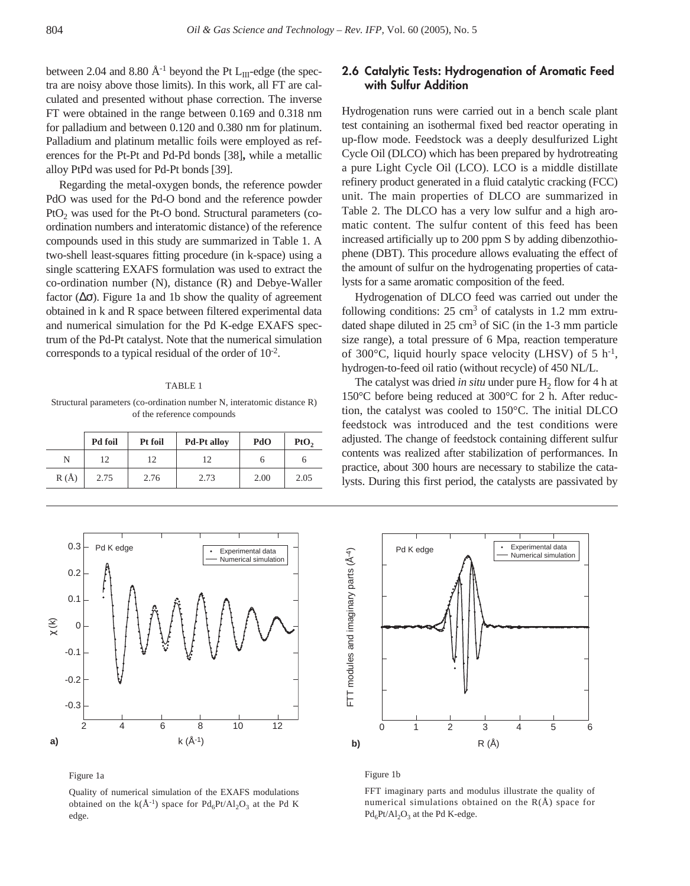between 2.04 and 8.80 $Å^{-1}$ beyond the Pt $L_{III}$-edge (the spectra are noisy above those limits). In this work, all FT are calculated and presented without phase correction. The inverse FT were obtained in the range between 0.169 and 0.318 nm for palladium and between 0.120 and 0.380 nm for platinum. Palladium and platinum metallic foils were employed as references for the Pt-Pt and Pd-Pd bonds [38], while a metallic alloy PtPd was used for Pd-Pt bonds [39].

Regarding the metal-oxygen bonds, the reference powder PdO was used for the Pd-O bond and the reference powder $PtO_2$ was used for the Pt-O bond. Structural parameters (co-ordination numbers and interatomic distance) of the reference compounds used in this study are summarized in Table 1. A two-shell least-squares fitting procedure (in k-space) using a single scattering EXAFS formulation was used to extract the co-ordination number (N), distance (R) and Debye-Waller factor ($\Delta\sigma$). Figure 1a and 1b show the quality of agreement obtained in k and R space between filtered experimental data and numerical simulation for the Pd K-edge EXAFS spectrum of the Pd-Pt catalyst. Note that the numerical simulation corresponds to a typical residual of the order of $10^{-2}$.

TABLE 1

Structural parameters (co-ordination number N, interatomic distance R) of the reference compounds

| | Pd foil | Pt foil | Pd-Pt alloy | PdO | $PtO_2$ |
|---|---|---|---|---|---|
| N | 12 | 12 | 12 | 6 | 6 |
| R (Å) | 2.75 | 2.76 | 2.73 | 2.00 | 2.05 |

## 2.6 Catalytic Tests: Hydrogenation of Aromatic Feed with Sulfur Addition

Hydrogenation runs were carried out in a bench scale plant test containing an isothermal fixed bed reactor operating in up-flow mode. Feedstock was a deeply desulfurized Light Cycle Oil (DLCO) which has been prepared by hydrotreating a pure Light Cycle Oil (LCO). LCO is a middle distillate refinery product generated in a fluid catalytic cracking (FCC) unit. The main properties of DLCO are summarized in Table 2. The DLCO has a very low sulfur and a high aromatic content. The sulfur content of this feed has been increased artificially up to 200 ppm S by adding dibenzothiophene (DBT). This procedure allows evaluating the effect of the amount of sulfur on the hydrogenating properties of catalysts for a same aromatic composition of the feed.

Hydrogenation of DLCO feed was carried out under the following conditions: 25 $cm^3$ of catalysts in 1.2 mm extrudated shape diluted in 25 $cm^3$ of SiC (in the 1-3 mm particle size range), a total pressure of 6 Mpa, reaction temperature of 300°C, liquid hourly space velocity (LHSV) of 5 $h^{-1}$, hydrogen-to-feed oil ratio (without recycle) of 450 NL/L.

The catalyst was dried *in situ* under pure $H_2$ flow for 4 h at 150°C before being reduced at 300°C for 2 h. After reduction, the catalyst was cooled to 150°C. The initial DLCO feedstock was introduced and the test conditions were adjusted. The change of feedstock containing different sulfur contents was realized after stabilization of performances. In practice, about 300 hours are necessary to stabilize the catalysts. During this first period, the catalysts are passivated by

Figure 1a

Quality of numerical simulation of the EXAFS modulations obtained on the k($Å^{-1}$) space for $Pd_6Pt/Al_2O_3$ at the Pd K edge.

Figure 1b

FFT imaginary parts and modulus illustrate the quality of numerical simulations obtained on the R(Å) space for $Pd_6Pt/Al_2O_3$ at the Pd K-edge.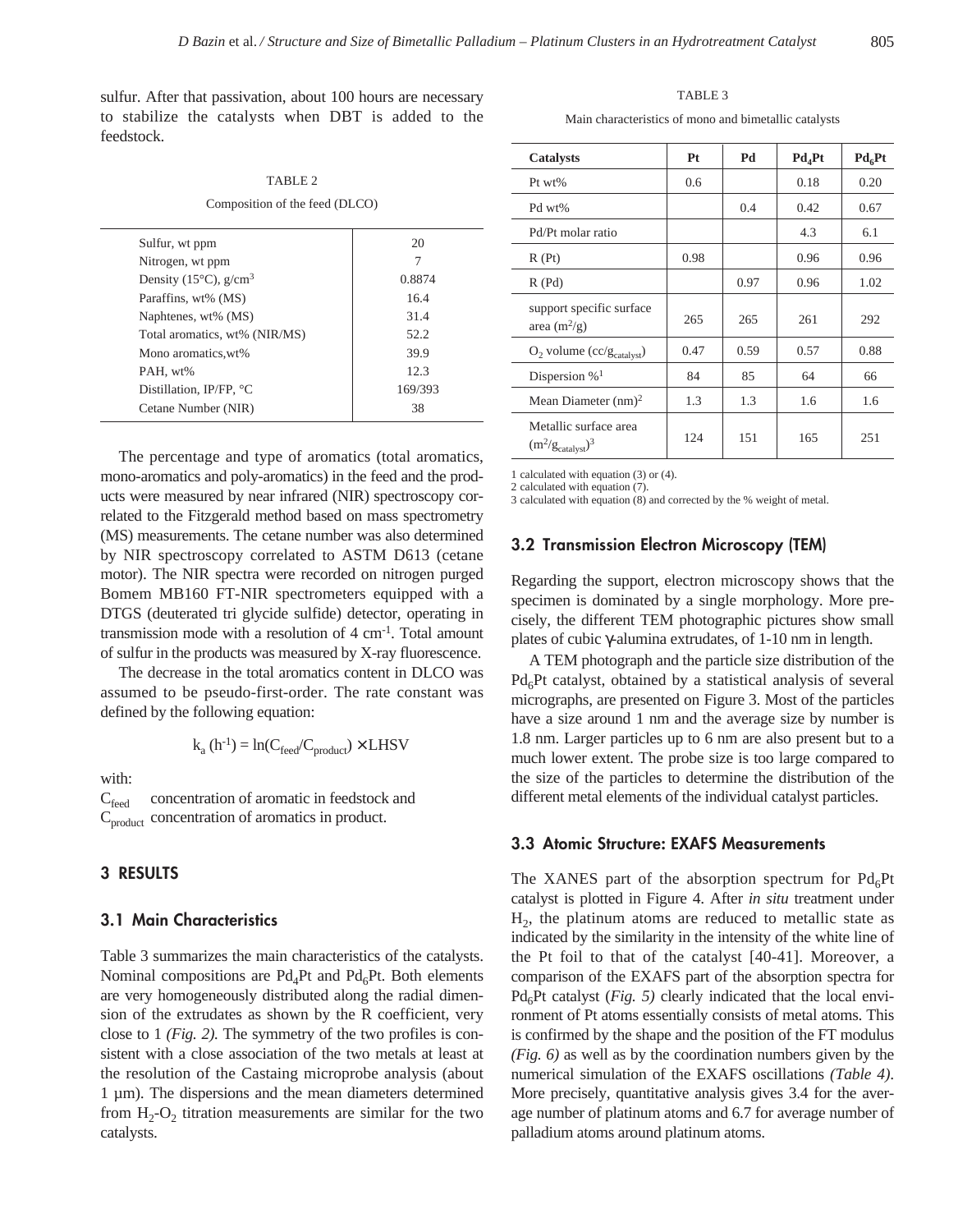sulfur. After that passivation, about 100 hours are necessary to stabilize the catalysts when DBT is added to the feedstock.

TABLE 2

Composition of the feed (DLCO)

| | |
|---|---|
| Sulfur, wt ppm | 20 |
| Nitrogen, wt ppm | 7 |
| Density (15°C), $g/cm^3$ | 0.8874 |
| Paraffins, wt% (MS) | 16.4 |
| Naphtenes, wt% (MS) | 31.4 |
| Total aromatics, wt% (NIR/MS) | 52.2 |
| Mono aromatics,wt% | 39.9 |
| PAH, wt% | 12.3 |
| Distillation, IP/FP, °C | 169/393 |
| Cetane Number (NIR) | 38 |

The percentage and type of aromatics (total aromatics, mono-aromatics and poly-aromatics) in the feed and the products were measured by near infrared (NIR) spectroscopy correlated to the Fitzgerald method based on mass spectrometry (MS) measurements. The cetane number was also determined by NIR spectroscopy correlated to ASTM D613 (cetane motor). The NIR spectra were recorded on nitrogen purged Bomem MB160 FT-NIR spectrometers equipped with a DTGS (deuterated tri glycide sulfide) detector, operating in transmission mode with a resolution of 4 $cm^{-1}$. Total amount of sulfur in the products was measured by X-ray fluorescence.

The decrease in the total aromatics content in DLCO was assumed to be pseudo-first-order. The rate constant was defined by the following equation:

$$k_a\ (h^{-1}) = \ln(C_{feed}/C_{product}) \times \text{LHSV}$$

with:

$C_{feed}$ concentration of aromatic in feedstock and
$C_{product}$ concentration of aromatics in product.

## 3 RESULTS

### 3.1 Main Characteristics

Table 3 summarizes the main characteristics of the catalysts. Nominal compositions are $Pd_4Pt$ and $Pd_6Pt$. Both elements are very homogeneously distributed along the radial dimension of the extrudates as shown by the R coefficient, very close to 1 *(Fig. 2).* The symmetry of the two profiles is consistent with a close association of the two metals at least at the resolution of the Castaing microprobe analysis (about 1 µm). The dispersions and the mean diameters determined from $H_2$-$O_2$ titration measurements are similar for the two catalysts.

TABLE 3

Main characteristics of mono and bimetallic catalysts

| Catalysts | Pt | Pd | $Pd_4Pt$ | $Pd_6Pt$ |
|---|---|---|---|---|
| Pt wt% | 0.6 | | 0.18 | 0.20 |
| Pd wt% | | 0.4 | 0.42 | 0.67 |
| Pd/Pt molar ratio | | | 4.3 | 6.1 |
| R (Pt) | 0.98 | | 0.96 | 0.96 |
| R (Pd) | | 0.97 | 0.96 | 1.02 |
| support specific surface area ($m^2/g$) | 265 | 265 | 261 | 292 |
| $O_2$ volume ($cc/g_{catalyst}$) | 0.47 | 0.59 | 0.57 | 0.88 |
| Dispersion %[1] | 84 | 85 | 64 | 66 |
| Mean Diameter (nm)[2] | 1.3 | 1.3 | 1.6 | 1.6 |
| Metallic surface area ($m^2/g_{catalyst}$)[3] | 124 | 151 | 165 | 251 |

1 calculated with equation (3) or (4).
2 calculated with equation (7).
3 calculated with equation (8) and corrected by the % weight of metal.

### 3.2 Transmission Electron Microscopy (TEM)

Regarding the support, electron microscopy shows that the specimen is dominated by a single morphology. More precisely, the different TEM photographic pictures show small plates of cubic γ-alumina extrudates, of 1-10 nm in length.

A TEM photograph and the particle size distribution of the $Pd_6Pt$ catalyst, obtained by a statistical analysis of several micrographs, are presented on Figure 3. Most of the particles have a size around 1 nm and the average size by number is 1.8 nm. Larger particles up to 6 nm are also present but to a much lower extent. The probe size is too large compared to the size of the particles to determine the distribution of the different metal elements of the individual catalyst particles.

### 3.3 Atomic Structure: EXAFS Measurements

The XANES part of the absorption spectrum for $Pd_6Pt$ catalyst is plotted in Figure 4. After *in situ* treatment under $H_2$, the platinum atoms are reduced to metallic state as indicated by the similarity in the intensity of the white line of the Pt foil to that of the catalyst [40-41]. Moreover, a comparison of the EXAFS part of the absorption spectra for $Pd_6Pt$ catalyst (*Fig. 5)* clearly indicated that the local environment of Pt atoms essentially consists of metal atoms. This is confirmed by the shape and the position of the FT modulus *(Fig. 6)* as well as by the coordination numbers given by the numerical simulation of the EXAFS oscillations *(Table 4)*. More precisely, quantitative analysis gives 3.4 for the average number of platinum atoms and 6.7 for average number of palladium atoms around platinum atoms.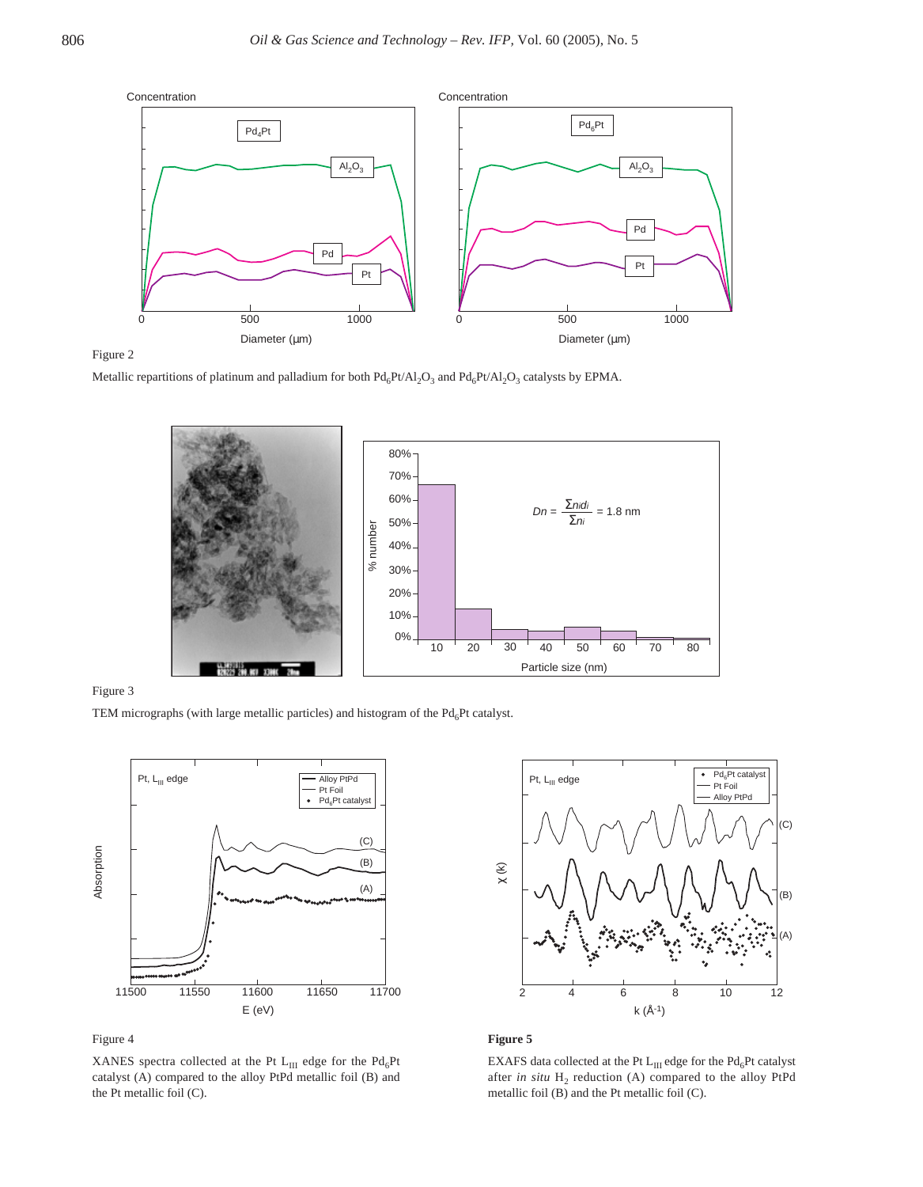Figure 2

Metallic repartitions of platinum and palladium for both $Pd_6Pt/Al_2O_3$ and $Pd_6Pt/Al_2O_3$ catalysts by EPMA.

Figure 3

TEM micrographs (with large metallic particles) and histogram of the $Pd_6Pt$ catalyst.

Figure 4

XANES spectra collected at the Pt $L_{III}$ edge for the $Pd_6Pt$ catalyst (A) compared to the alloy PtPd metallic foil (B) and the Pt metallic foil (C).

**Figure 5**

EXAFS data collected at the Pt $L_{III}$ edge for the $Pd_6Pt$ catalyst after *in situ* $H_2$ reduction (A) compared to the alloy PtPd metallic foil (B) and the Pt metallic foil (C).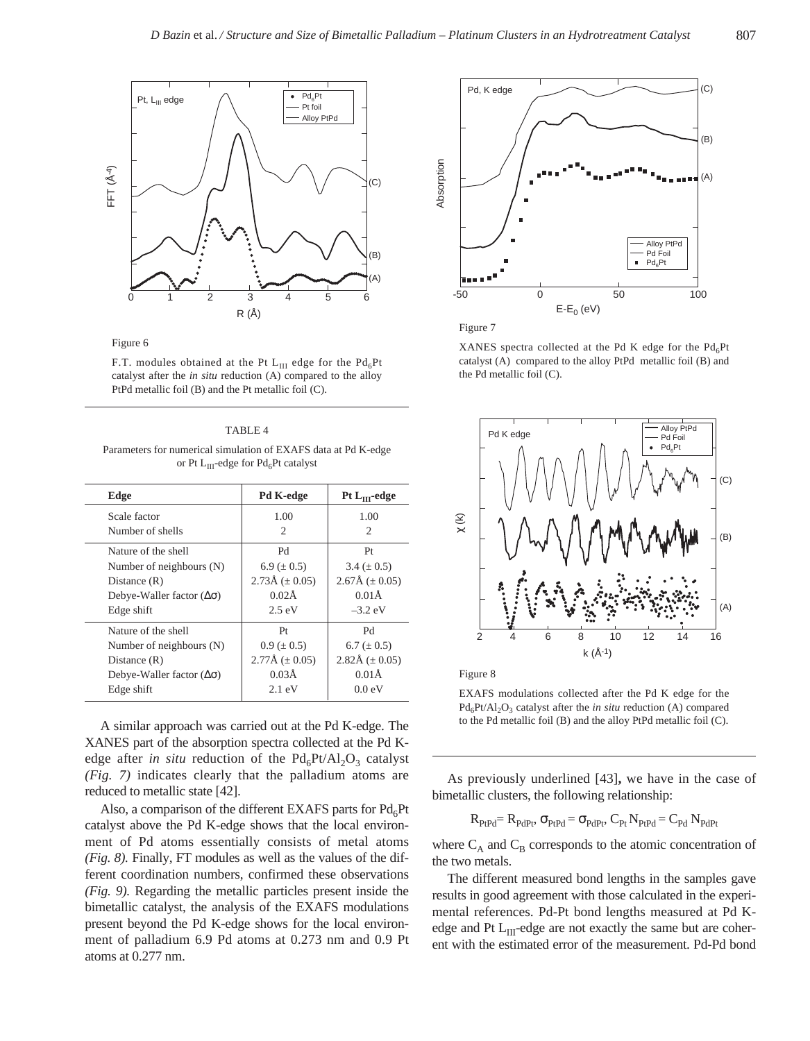Figure 6

F.T. modules obtained at the Pt $L_{III}$ edge for the $Pd_6Pt$ catalyst after the *in situ* reduction (A) compared to the alloy PtPd metallic foil (B) and the Pt metallic foil (C).

TABLE 4

Parameters for numerical simulation of EXAFS data at Pd K-edge or Pt $L_{III}$-edge for $Pd_6Pt$ catalyst

| Edge | Pd K-edge | Pt $L_{III}$-edge |
|---|---|---|
| Scale factor | 1.00 | 1.00 |
| Number of shells | 2 | 2 |
| Nature of the shell | Pd | Pt |
| Number of neighbours (N) | 6.9 (± 0.5) | 3.4 (± 0.5) |
| Distance (R) | 2.73Å (± 0.05) | 2.67Å (± 0.05) |
| Debye-Waller factor ($\Delta\sigma$) | 0.02Å | 0.01Å |
| Edge shift | 2.5 eV | –3.2 eV |
| Nature of the shell | Pt | Pd |
| Number of neighbours (N) | 0.9 (± 0.5) | 6.7 (± 0.5) |
| Distance (R) | 2.77Å (± 0.05) | 2.82Å (± 0.05) |
| Debye-Waller factor ($\Delta\sigma$) | 0.03Å | 0.01Å |
| Edge shift | 2.1 eV | 0.0 eV |

A similar approach was carried out at the Pd K-edge. The XANES part of the absorption spectra collected at the Pd K-edge after *in situ* reduction of the $Pd_6Pt/Al_2O_3$ catalyst *(Fig. 7)* indicates clearly that the palladium atoms are reduced to metallic state [42].

Also, a comparison of the different EXAFS parts for $Pd_6Pt$ catalyst above the Pd K-edge shows that the local environment of Pd atoms essentially consists of metal atoms *(Fig. 8)*. Finally, FT modules as well as the values of the different coordination numbers, confirmed these observations *(Fig. 9)*. Regarding the metallic particles present inside the bimetallic catalyst, the analysis of the EXAFS modulations present beyond the Pd K-edge shows for the local environment of palladium 6.9 Pd atoms at 0.273 nm and 0.9 Pt atoms at 0.277 nm.

Figure 7

XANES spectra collected at the Pd K edge for the $Pd_6Pt$ catalyst (A) compared to the alloy PtPd metallic foil (B) and the Pd metallic foil (C).

Figure 8

EXAFS modulations collected after the Pd K edge for the $Pd_6Pt/Al_2O_3$ catalyst after the *in situ* reduction (A) compared to the Pd metallic foil (B) and the alloy PtPd metallic foil (C).

As previously underlined [43], we have in the case of bimetallic clusters, the following relationship:

$$R_{PtPd} = R_{PdPt},\ \sigma_{PtPd} = \sigma_{PdPt},\ C_{Pt}\, N_{PtPd} = C_{Pd}\, N_{PdPt}$$

where $C_A$ and $C_B$ corresponds to the atomic concentration of the two metals.

The different measured bond lengths in the samples gave results in good agreement with those calculated in the experimental references. Pd-Pt bond lengths measured at Pd K-edge and Pt $L_{III}$-edge are not exactly the same but are coherent with the estimated error of the measurement. Pd-Pd bond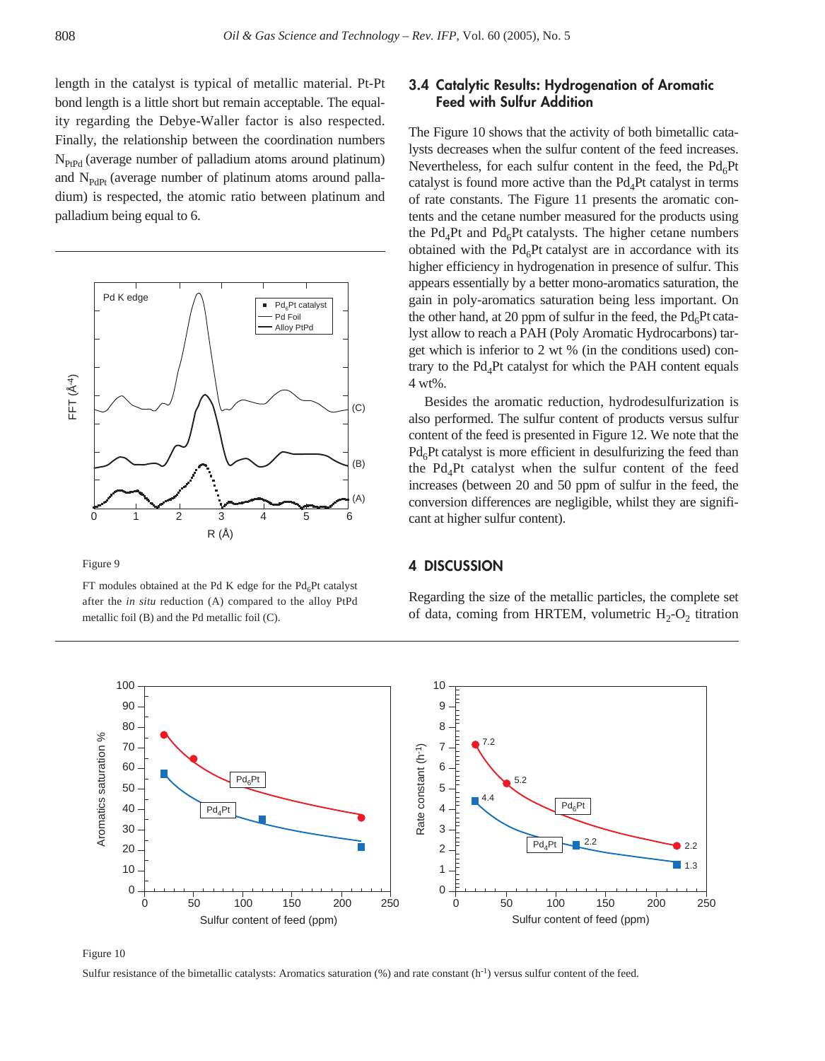length in the catalyst is typical of metallic material. Pt-Pt bond length is a little short but remain acceptable. The equality regarding the Debye-Waller factor is also respected. Finally, the relationship between the coordination numbers $N_{PtPd}$ (average number of palladium atoms around platinum) and $N_{PdPt}$ (average number of platinum atoms around palladium) is respected, the atomic ratio between platinum and palladium being equal to 6.

Figure 9

FT modules obtained at the Pd K edge for the $Pd_6Pt$ catalyst after the *in situ* reduction (A) compared to the alloy PtPd metallic foil (B) and the Pd metallic foil (C).

### 3.4 Catalytic Results: Hydrogenation of Aromatic Feed with Sulfur Addition

The Figure 10 shows that the activity of both bimetallic catalysts decreases when the sulfur content of the feed increases. Nevertheless, for each sulfur content in the feed, the $Pd_6Pt$ catalyst is found more active than the $Pd_4Pt$ catalyst in terms of rate constants. The Figure 11 presents the aromatic contents and the cetane number measured for the products using the $Pd_4Pt$ and $Pd_6Pt$ catalysts. The higher cetane numbers obtained with the $Pd_6Pt$ catalyst are in accordance with its higher efficiency in hydrogenation in presence of sulfur. This appears essentially by a better mono-aromatics saturation, the gain in poly-aromatics saturation being less important. On the other hand, at 20 ppm of sulfur in the feed, the $Pd_6Pt$ catalyst allow to reach a PAH (Poly Aromatic Hydrocarbons) target which is inferior to 2 wt % (in the conditions used) contrary to the $Pd_4Pt$ catalyst for which the PAH content equals 4 wt%.

Besides the aromatic reduction, hydrodesulfurization is also performed. The sulfur content of products versus sulfur content of the feed is presented in Figure 12. We note that the $Pd_6Pt$ catalyst is more efficient in desulfurizing the feed than the $Pd_4Pt$ catalyst when the sulfur content of the feed increases (between 20 and 50 ppm of sulfur in the feed, the conversion differences are negligible, whilst they are significant at higher sulfur content).

## 4 DISCUSSION

Regarding the size of the metallic particles, the complete set of data, coming from HRTEM, volumetric $H_2$-$O_2$ titration

Figure 10

Sulfur resistance of the bimetallic catalysts: Aromatics saturation (%) and rate constant ($h^{-1}$) versus sulfur content of the feed.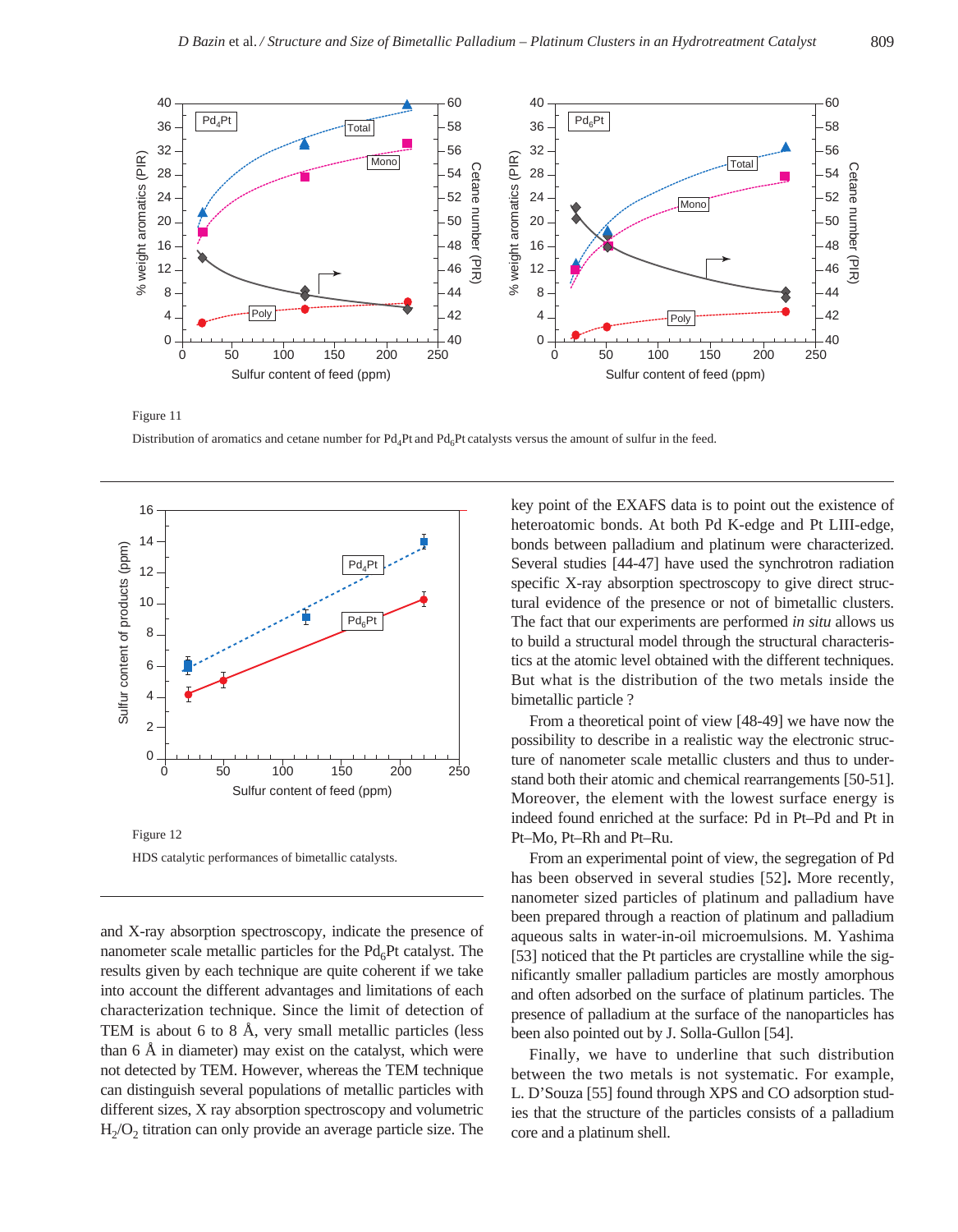Figure 11

Distribution of aromatics and cetane number for $Pd_4Pt$ and $Pd_6Pt$ catalysts versus the amount of sulfur in the feed.

Figure 12

HDS catalytic performances of bimetallic catalysts.

and X-ray absorption spectroscopy, indicate the presence of nanometer scale metallic particles for the $Pd_6Pt$ catalyst. The results given by each technique are quite coherent if we take into account the different advantages and limitations of each characterization technique. Since the limit of detection of TEM is about 6 to 8 Å, very small metallic particles (less than 6 Å in diameter) may exist on the catalyst, which were not detected by TEM. However, whereas the TEM technique can distinguish several populations of metallic particles with different sizes, X ray absorption spectroscopy and volumetric $H_2/O_2$ titration can only provide an average particle size. The key point of the EXAFS data is to point out the existence of heteroatomic bonds. At both Pd K-edge and Pt LIII-edge, bonds between palladium and platinum were characterized. Several studies [44-47] have used the synchrotron radiation specific X-ray absorption spectroscopy to give direct structural evidence of the presence or not of bimetallic clusters. The fact that our experiments are performed *in situ* allows us to build a structural model through the structural characteristics at the atomic level obtained with the different techniques. But what is the distribution of the two metals inside the bimetallic particle ?

From a theoretical point of view [48-49] we have now the possibility to describe in a realistic way the electronic structure of nanometer scale metallic clusters and thus to understand both their atomic and chemical rearrangements [50-51]. Moreover, the element with the lowest surface energy is indeed found enriched at the surface: Pd in Pt–Pd and Pt in Pt–Mo, Pt–Rh and Pt–Ru.

From an experimental point of view, the segregation of Pd has been observed in several studies [52]. More recently, nanometer sized particles of platinum and palladium have been prepared through a reaction of platinum and palladium aqueous salts in water-in-oil microemulsions. M. Yashima [53] noticed that the Pt particles are crystalline while the significantly smaller palladium particles are mostly amorphous and often adsorbed on the surface of platinum particles. The presence of palladium at the surface of the nanoparticles has been also pointed out by J. Solla-Gullon [54].

Finally, we have to underline that such distribution between the two metals is not systematic. For example, L. D'Souza [55] found through XPS and CO adsorption studies that the structure of the particles consists of a palladium core and a platinum shell.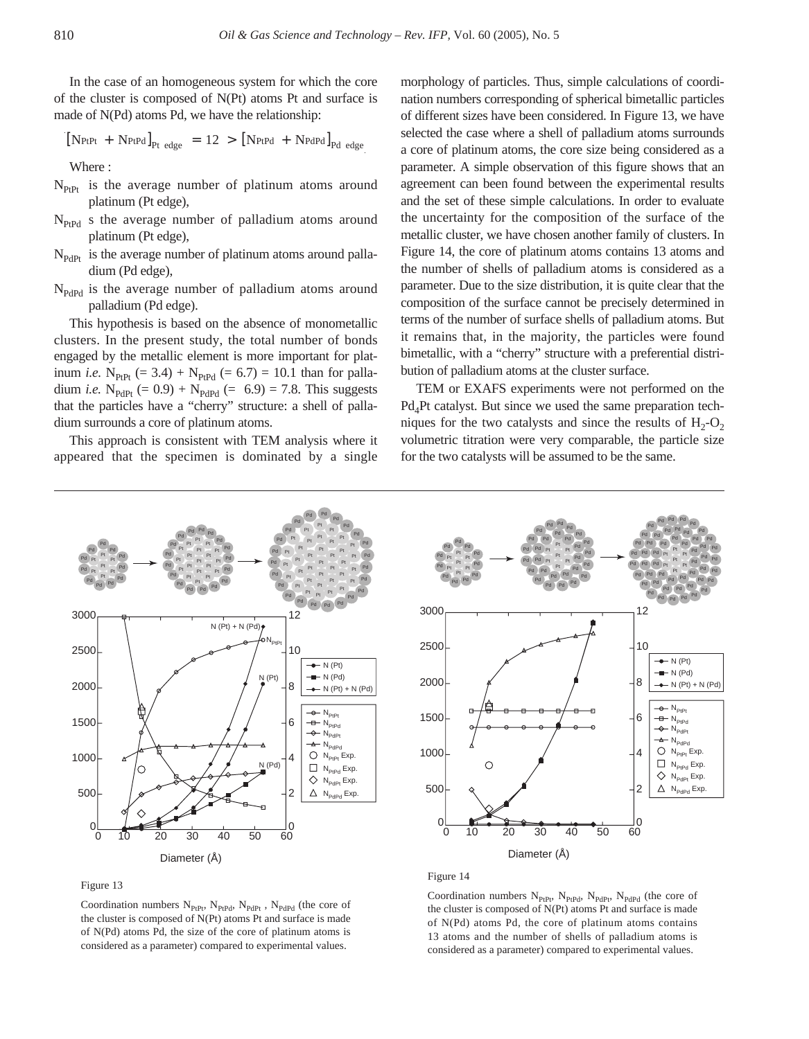In the case of an homogeneous system for which the core of the cluster is composed of N(Pt) atoms Pt and surface is made of N(Pd) atoms Pd, we have the relationship:

$$[N_{PtPt} + N_{PtPd}]_{Pt\ edge} = 12 > [N_{PtPd} + N_{PdPd}]_{Pd\ edge}$$

Where :

- $N_{PtPt}$ is the average number of platinum atoms around platinum (Pt edge),
- $N_{PtPd}$ s the average number of palladium atoms around platinum (Pt edge),
- $N_{PdPt}$ is the average number of platinum atoms around palladium (Pd edge),
- $N_{PdPd}$ is the average number of palladium atoms around palladium (Pd edge).

This hypothesis is based on the absence of monometallic clusters. In the present study, the total number of bonds engaged by the metallic element is more important for platinum *i.e.* $N_{PtPt}$ (= 3.4) + $N_{PtPd}$ (= 6.7) = 10.1 than for palladium *i.e.* $N_{PdPt}$ (= 0.9) + $N_{PdPd}$ (= 6.9) = 7.8. This suggests that the particles have a "cherry" structure: a shell of palladium surrounds a core of platinum atoms.

This approach is consistent with TEM analysis where it appeared that the specimen is dominated by a single morphology of particles. Thus, simple calculations of coordination numbers corresponding of spherical bimetallic particles of different sizes have been considered. In Figure 13, we have selected the case where a shell of palladium atoms surrounds a core of platinum atoms, the core size being considered as a parameter. A simple observation of this figure shows that an agreement can been found between the experimental results and the set of these simple calculations. In order to evaluate the uncertainty for the composition of the surface of the metallic cluster, we have chosen another family of clusters. In Figure 14, the core of platinum atoms contains 13 atoms and the number of shells of palladium atoms is considered as a parameter. Due to the size distribution, it is quite clear that the composition of the surface cannot be precisely determined in terms of the number of surface shells of palladium atoms. But it remains that, in the majority, the particles were found bimetallic, with a "cherry" structure with a preferential distribution of palladium atoms at the cluster surface.

TEM or EXAFS experiments were not performed on the $Pd_4Pt$ catalyst. But since we used the same preparation techniques for the two catalysts and since the results of $H_2$-$O_2$ volumetric titration were very comparable, the particle size for the two catalysts will be assumed to be the same.

Figure 13

Coordination numbers $N_{PtPt}$, $N_{PtPd}$, $N_{PdPt}$ , $N_{PdPd}$ (the core of the cluster is composed of N(Pt) atoms Pt and surface is made of N(Pd) atoms Pd, the size of the core of platinum atoms is considered as a parameter) compared to experimental values.

Figure 14

Coordination numbers $N_{PtPt}$, $N_{PtPd}$, $N_{PdPt}$, $N_{PdPd}$ (the core of the cluster is composed of N(Pt) atoms Pt and surface is made of N(Pd) atoms Pd, the core of platinum atoms contains 13 atoms and the number of shells of palladium atoms is considered as a parameter) compared to experimental values.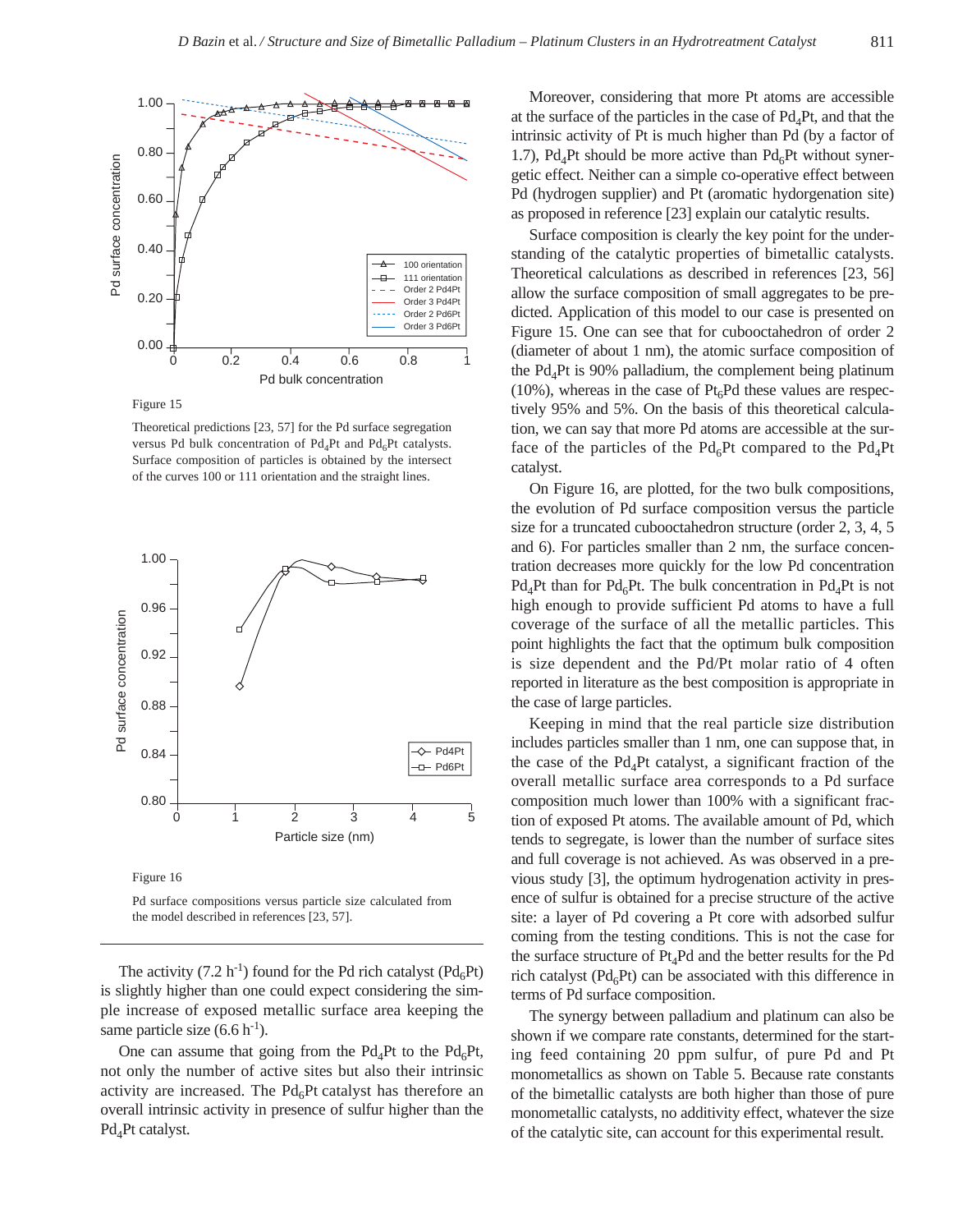Figure 15

Theoretical predictions [23, 57] for the Pd surface segregation versus Pd bulk concentration of $Pd_4Pt$ and $Pd_6Pt$ catalysts. Surface composition of particles is obtained by the intersect of the curves 100 or 111 orientation and the straight lines.

Figure 16

Pd surface compositions versus particle size calculated from the model described in references [23, 57].

The activity (7.2 $h^{-1}$) found for the Pd rich catalyst ($Pd_6Pt$) is slightly higher than one could expect considering the simple increase of exposed metallic surface area keeping the same particle size (6.6 $h^{-1}$).

One can assume that going from the $Pd_4Pt$ to the $Pd_6Pt$, not only the number of active sites but also their intrinsic activity are increased. The $Pd_6Pt$ catalyst has therefore an overall intrinsic activity in presence of sulfur higher than the $Pd_4Pt$ catalyst.

Moreover, considering that more Pt atoms are accessible at the surface of the particles in the case of $Pd_4Pt$, and that the intrinsic activity of Pt is much higher than Pd (by a factor of 1.7), $Pd_4Pt$ should be more active than $Pd_6Pt$ without synergetic effect. Neither can a simple co-operative effect between Pd (hydrogen supplier) and Pt (aromatic hydorgenation site) as proposed in reference [23] explain our catalytic results.

Surface composition is clearly the key point for the understanding of the catalytic properties of bimetallic catalysts. Theoretical calculations as described in references [23, 56] allow the surface composition of small aggregates to be predicted. Application of this model to our case is presented on Figure 15. One can see that for cubooctahedron of order 2 (diameter of about 1 nm), the atomic surface composition of the $Pd_4Pt$ is 90% palladium, the complement being platinum (10%), whereas in the case of $Pt_6Pd$ these values are respectively 95% and 5%. On the basis of this theoretical calculation, we can say that more Pd atoms are accessible at the surface of the particles of the $Pd_6Pt$ compared to the $Pd_4Pt$ catalyst.

On Figure 16, are plotted, for the two bulk compositions, the evolution of Pd surface composition versus the particle size for a truncated cubooctahedron structure (order 2, 3, 4, 5 and 6). For particles smaller than 2 nm, the surface concentration decreases more quickly for the low Pd concentration $Pd_4Pt$ than for $Pd_6Pt$. The bulk concentration in $Pd_4Pt$ is not high enough to provide sufficient Pd atoms to have a full coverage of the surface of all the metallic particles. This point highlights the fact that the optimum bulk composition is size dependent and the Pd/Pt molar ratio of 4 often reported in literature as the best composition is appropriate in the case of large particles.

Keeping in mind that the real particle size distribution includes particles smaller than 1 nm, one can suppose that, in the case of the $Pd_4Pt$ catalyst, a significant fraction of the overall metallic surface area corresponds to a Pd surface composition much lower than 100% with a significant fraction of exposed Pt atoms. The available amount of Pd, which tends to segregate, is lower than the number of surface sites and full coverage is not achieved. As was observed in a previous study [3], the optimum hydrogenation activity in presence of sulfur is obtained for a precise structure of the active site: a layer of Pd covering a Pt core with adsorbed sulfur coming from the testing conditions. This is not the case for the surface structure of $Pt_4Pd$ and the better results for the Pd rich catalyst ($Pd_6Pt$) can be associated with this difference in terms of Pd surface composition.

The synergy between palladium and platinum can also be shown if we compare rate constants, determined for the starting feed containing 20 ppm sulfur, of pure Pd and Pt monometallics as shown on Table 5. Because rate constants of the bimetallic catalysts are both higher than those of pure monometallic catalysts, no additivity effect, whatever the size of the catalytic site, can account for this experimental result.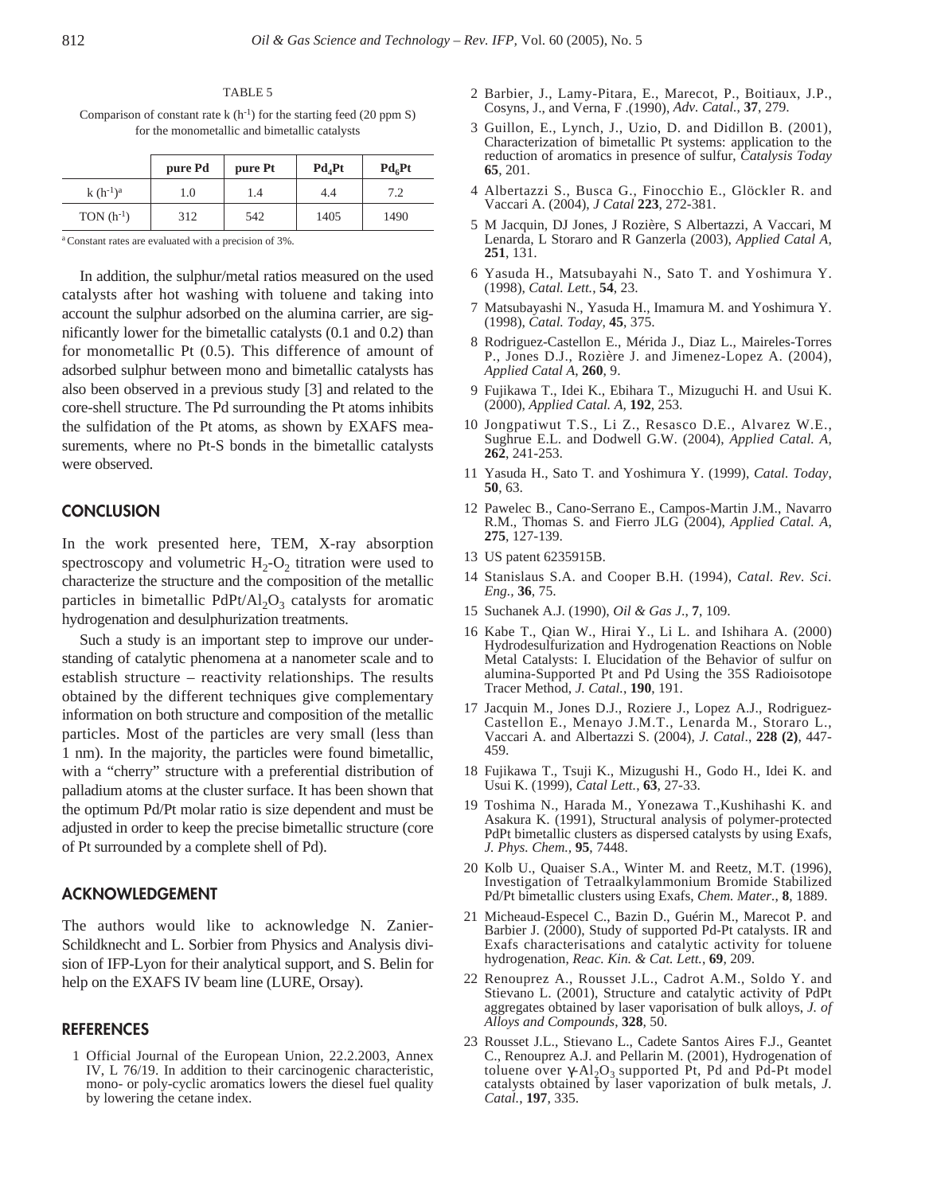TABLE 5

Comparison of constant rate k ($h^{-1}$) for the starting feed (20 ppm S) for the monometallic and bimetallic catalysts

| | pure Pd | pure Pt | $Pd_4Pt$ | $Pd_6Pt$ |
|---|---|---|---|---|
| k ($h^{-1}$)[a] | 1.0 | 1.4 | 4.4 | 7.2 |
| TON ($h^{-1}$) | 312 | 542 | 1405 | 1490 |

[a] Constant rates are evaluated with a precision of 3%.

In addition, the sulphur/metal ratios measured on the used catalysts after hot washing with toluene and taking into account the sulphur adsorbed on the alumina carrier, are significantly lower for the bimetallic catalysts (0.1 and 0.2) than for monometallic Pt (0.5). This difference of amount of adsorbed sulphur between mono and bimetallic catalysts has also been observed in a previous study [3] and related to the core-shell structure. The Pd surrounding the Pt atoms inhibits the sulfidation of the Pt atoms, as shown by EXAFS measurements, where no Pt-S bonds in the bimetallic catalysts were observed.

## CONCLUSION

In the work presented here, TEM, X-ray absorption spectroscopy and volumetric $H_2$-$O_2$ titration were used to characterize the structure and the composition of the metallic particles in bimetallic $PdPt/Al_2O_3$ catalysts for aromatic hydrogenation and desulphurization treatments.

Such a study is an important step to improve our understanding of catalytic phenomena at a nanometer scale and to establish structure – reactivity relationships. The results obtained by the different techniques give complementary information on both structure and composition of the metallic particles. Most of the particles are very small (less than 1 nm). In the majority, the particles were found bimetallic, with a "cherry" structure with a preferential distribution of palladium atoms at the cluster surface. It has been shown that the optimum Pd/Pt molar ratio is size dependent and must be adjusted in order to keep the precise bimetallic structure (core of Pt surrounded by a complete shell of Pd).

## ACKNOWLEDGEMENT

The authors would like to acknowledge N. Zanier-Schildknecht and L. Sorbier from Physics and Analysis division of IFP-Lyon for their analytical support, and S. Belin for help on the EXAFS IV beam line (LURE, Orsay).

## REFERENCES

1 Official Journal of the European Union, 22.2.2003, Annex IV, L 76/19. In addition to their carcinogenic characteristic, mono- or poly-cyclic aromatics lowers the diesel fuel quality by lowering the cetane index.

2 Barbier, J., Lamy-Pitara, E., Marecot, P., Boitiaux, J.P., Cosyns, J., and Verna, F .(1990), *Adv. Catal.*, **37**, 279.

3 Guillon, E., Lynch, J., Uzio, D. and Didillon B. (2001), Characterization of bimetallic Pt systems: application to the reduction of aromatics in presence of sulfur, *Catalysis Today* **65**, 201.

4 Albertazzi S., Busca G., Finocchio E., Glöckler R. and Vaccari A. (2004), *J Catal* **223**, 272-381.

5 M Jacquin, DJ Jones, J Rozière, S Albertazzi, A Vaccari, M Lenarda, L Storaro and R Ganzerla (2003), *Applied Catal A*, **251**, 131.

6 Yasuda H., Matsubayahi N., Sato T. and Yoshimura Y. (1998), *Catal. Lett.*, **54**, 23.

7 Matsubayashi N., Yasuda H., Imamura M. and Yoshimura Y. (1998), *Catal. Today*, **45**, 375.

8 Rodriguez-Castellon E., Mérida J., Diaz L., Maireles-Torres P., Jones D.J., Rozière J. and Jimenez-Lopez A. (2004), *Applied Catal A*, **260**, 9.

9 Fujikawa T., Idei K., Ebihara T., Mizuguchi H. and Usui K. (2000), *Applied Catal. A*, **192**, 253.

10 Jongpatiwut T.S., Li Z., Resasco D.E., Alvarez W.E., Sughrue E.L. and Dodwell G.W. (2004), *Applied Catal. A*, **262**, 241-253.

11 Yasuda H., Sato T. and Yoshimura Y. (1999), *Catal. Today*, **50**, 63.

12 Pawelec B., Cano-Serrano E., Campos-Martin J.M., Navarro R.M., Thomas S. and Fierro JLG (2004), *Applied Catal. A*, **275**, 127-139.

13 US patent 6235915B.

14 Stanislaus S.A. and Cooper B.H. (1994), *Catal. Rev. Sci. Eng.*, **36**, 75.

15 Suchanek A.J. (1990), *Oil & Gas J.*, **7**, 109.

16 Kabe T., Qian W., Hirai Y., Li L. and Ishihara A. (2000) Hydrodesulfurization and Hydrogenation Reactions on Noble Metal Catalysts: I. Elucidation of the Behavior of sulfur on alumina-Supported Pt and Pd Using the 35S Radioisotope Tracer Method, *J. Catal.*, **190**, 191.

17 Jacquin M., Jones D.J., Roziere J., Lopez A.J., Rodriguez-Castellon E., Menayo J.M.T., Lenarda M., Storaro L., Vaccari A. and Albertazzi S. (2004), *J. Catal*., **228 (2)**, 447-459.

18 Fujikawa T., Tsuji K., Mizugushi H., Godo H., Idei K. and Usui K. (1999), *Catal Lett.*, **63**, 27-33.

19 Toshima N., Harada M., Yonezawa T.,Kushihashi K. and Asakura K. (1991), Structural analysis of polymer-protected PdPt bimetallic clusters as dispersed catalysts by using Exafs, *J. Phys. Chem.*, **95**, 7448.

20 Kolb U., Quaiser S.A., Winter M. and Reetz, M.T. (1996), Investigation of Tetraalkylammonium Bromide Stabilized Pd/Pt bimetallic clusters using Exafs, *Chem. Mater.*, **8**, 1889.

21 Micheaud-Especel C., Bazin D., Guérin M., Marecot P. and Barbier J. (2000), Study of supported Pd-Pt catalysts. IR and Exafs characterisations and catalytic activity for toluene hydrogenation, *Reac. Kin. & Cat. Lett.*, **69**, 209.

22 Renouprez A., Rousset J.L., Cadrot A.M., Soldo Y. and Stievano L. (2001), Structure and catalytic activity of PdPt aggregates obtained by laser vaporisation of bulk alloys, *J. of Alloys and Compounds*, **328**, 50.

23 Rousset J.L., Stievano L., Cadete Santos Aires F.J., Geantet C., Renouprez A.J. and Pellarin M. (2001), Hydrogenation of toluene over $\gamma$-$Al_2O_3$ supported Pt, Pd and Pd-Pt model catalysts obtained by laser vaporization of bulk metals, *J. Catal.*, **197**, 335.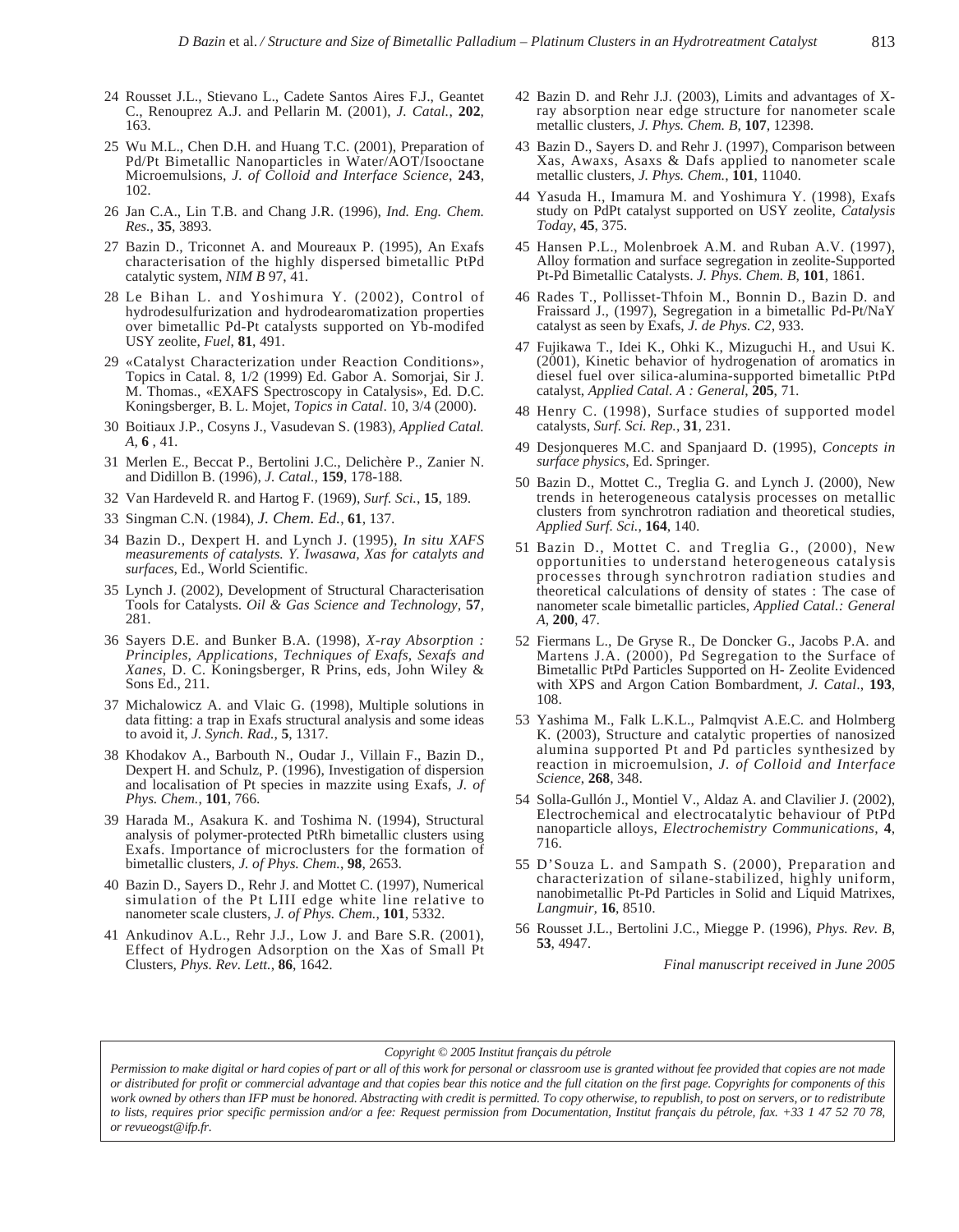24 Rousset J.L., Stievano L., Cadete Santos Aires F.J., Geantet C., Renouprez A.J. and Pellarin M. (2001), *J. Catal.*, **202**, 163.

25 Wu M.L., Chen D.H. and Huang T.C. (2001), Preparation of Pd/Pt Bimetallic Nanoparticles in Water/AOT/Isooctane Microemulsions, *J. of Colloid and Interface Science*, **243**, 102.

26 Jan C.A., Lin T.B. and Chang J.R. (1996), *Ind. Eng. Chem. Res.*, **35**, 3893.

27 Bazin D., Triconnet A. and Moureaux P. (1995), An Exafs characterisation of the highly dispersed bimetallic PtPd catalytic system, *NIM B* 97, 41.

28 Le Bihan L. and Yoshimura Y. (2002), Control of hydrodesulfurization and hydrodearomatization properties over bimetallic Pd-Pt catalysts supported on Yb-modifed USY zeolite, *Fuel*, **81**, 491.

29 «Catalyst Characterization under Reaction Conditions», Topics in Catal. 8, 1/2 (1999) Ed. Gabor A. Somorjai, Sir J. M. Thomas., «EXAFS Spectroscopy in Catalysis», Ed. D.C. Koningsberger, B. L. Mojet, *Topics in Catal*. 10, 3/4 (2000).

30 Boitiaux J.P., Cosyns J., Vasudevan S. (1983), *Applied Catal. A*, **6** , 41.

31 Merlen E., Beccat P., Bertolini J.C., Delichère P., Zanier N. and Didillon B. (1996), *J. Catal.*, **159**, 178-188.

32 Van Hardeveld R. and Hartog F. (1969), *Surf. Sci.*, **15**, 189.

33 Singman C.N. (1984), *J. Chem. Ed.*, **61**, 137.

34 Bazin D., Dexpert H. and Lynch J. (1995), *In situ XAFS measurements of catalysts. Y. Iwasawa, Xas for catalyts and surfaces*, Ed., World Scientific.

35 Lynch J. (2002), Development of Structural Characterisation Tools for Catalysts. *Oil & Gas Science and Technology*, **57**, 281.

36 Sayers D.E. and Bunker B.A. (1998), *X-ray Absorption : Principles, Applications, Techniques of Exafs, Sexafs and Xanes*, D. C. Koningsberger, R Prins, eds, John Wiley & Sons Ed., 211.

37 Michalowicz A. and Vlaic G. (1998), Multiple solutions in data fitting: a trap in Exafs structural analysis and some ideas to avoid it, *J. Synch. Rad.*, **5**, 1317.

38 Khodakov A., Barbouth N., Oudar J., Villain F., Bazin D., Dexpert H. and Schulz, P. (1996), Investigation of dispersion and localisation of Pt species in mazzite using Exafs, *J. of Phys. Chem.*, **101**, 766.

39 Harada M., Asakura K. and Toshima N. (1994), Structural analysis of polymer-protected PtRh bimetallic clusters using Exafs. Importance of microclusters for the formation of bimetallic clusters, *J. of Phys. Chem.*, **98**, 2653.

40 Bazin D., Sayers D., Rehr J. and Mottet C. (1997), Numerical simulation of the Pt LIII edge white line relative to nanometer scale clusters, *J. of Phys. Chem.*, **101**, 5332.

41 Ankudinov A.L., Rehr J.J., Low J. and Bare S.R. (2001), Effect of Hydrogen Adsorption on the Xas of Small Pt Clusters, *Phys. Rev. Lett.*, **86**, 1642.

42 Bazin D. and Rehr J.J. (2003), Limits and advantages of X-ray absorption near edge structure for nanometer scale metallic clusters, *J. Phys. Chem. B*, **107**, 12398.

43 Bazin D., Sayers D. and Rehr J. (1997), Comparison between Xas, Awaxs, Asaxs & Dafs applied to nanometer scale metallic clusters, *J. Phys. Chem.*, **101**, 11040.

44 Yasuda H., Imamura M. and Yoshimura Y. (1998), Exafs study on PdPt catalyst supported on USY zeolite, *Catalysis Today*, **45**, 375.

45 Hansen P.L., Molenbroek A.M. and Ruban A.V. (1997), Alloy formation and surface segregation in zeolite-Supported Pt-Pd Bimetallic Catalysts. *J. Phys. Chem. B*, **101**, 1861.

46 Rades T., Pollisset-Thfoin M., Bonnin D., Bazin D. and Fraissard J., (1997), Segregation in a bimetallic Pd-Pt/NaY catalyst as seen by Exafs, *J. de Phys. C2*, 933.

47 Fujikawa T., Idei K., Ohki K., Mizuguchi H., and Usui K. (2001), Kinetic behavior of hydrogenation of aromatics in diesel fuel over silica-alumina-supported bimetallic PtPd catalyst, *Applied Catal. A : General*, **205**, 71.

48 Henry C. (1998), Surface studies of supported model catalysts, *Surf. Sci. Rep.*, **31**, 231.

49 Desjonqueres M.C. and Spanjaard D. (1995), *Concepts in surface physics*, Ed. Springer.

50 Bazin D., Mottet C., Treglia G. and Lynch J. (2000), New trends in heterogeneous catalysis processes on metallic clusters from synchrotron radiation and theoretical studies, *Applied Surf. Sci.*, **164**, 140.

51 Bazin D., Mottet C. and Treglia G., (2000), New opportunities to understand heterogeneous catalysis processes through synchrotron radiation studies and theoretical calculations of density of states : The case of nanometer scale bimetallic particles, *Applied Catal.: General A*, **200**, 47.

52 Fiermans L., De Gryse R., De Doncker G., Jacobs P.A. and Martens J.A. (2000), Pd Segregation to the Surface of Bimetallic PtPd Particles Supported on H- Zeolite Evidenced with XPS and Argon Cation Bombardment, *J. Catal*., **193**, 108.

53 Yashima M., Falk L.K.L., Palmqvist A.E.C. and Holmberg K. (2003), Structure and catalytic properties of nanosized alumina supported Pt and Pd particles synthesized by reaction in microemulsion, *J. of Colloid and Interface Science*, **268**, 348.

54 Solla-Gullón J., Montiel V., Aldaz A. and Clavilier J. (2002), Electrochemical and electrocatalytic behaviour of PtPd nanoparticle alloys, *Electrochemistry Communications*, **4**, 716.

55 D'Souza L. and Sampath S. (2000), Preparation and characterization of silane-stabilized, highly uniform, nanobimetallic Pt-Pd Particles in Solid and Liquid Matrixes, *Langmuir*, **16**, 8510.

56 Rousset J.L., Bertolini J.C., Miegge P. (1996), *Phys. Rev. B*, **53**, 4947.

*Final manuscript received in June 2005*

*Copyright © 2005 Institut français du pétrole*

*Permission to make digital or hard copies of part or all of this work for personal or classroom use is granted without fee provided that copies are not made or distributed for profit or commercial advantage and that copies bear this notice and the full citation on the first page. Copyrights for components of this work owned by others than IFP must be honored. Abstracting with credit is permitted. To copy otherwise, to republish, to post on servers, or to redistribute to lists, requires prior specific permission and/or a fee: Request permission from Documentation, Institut français du pétrole, fax. +33 1 47 52 70 78, or revueogst@ifp.fr.*